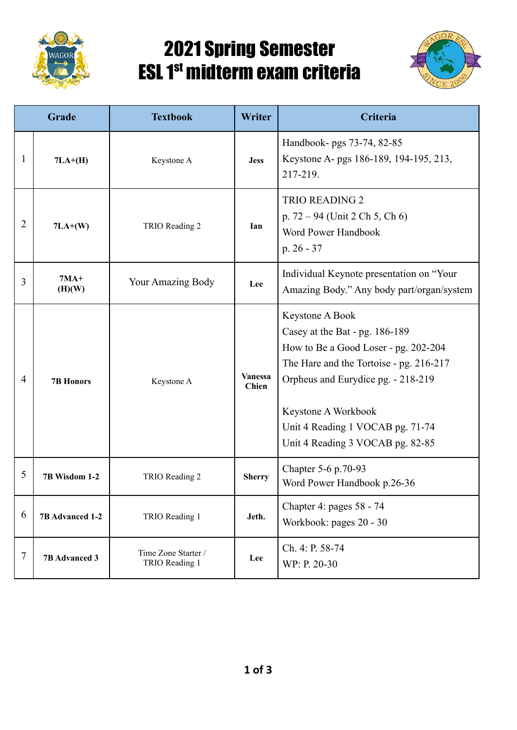# 2021 Spring Semester
# ESL 1st midterm exam criteria

| Grade | | Textbook | Writer | Criteria |
|---|---|---|---|---|
| 1 | **7LA+(H)** | Keystone A | **Jess** | Handbook- pgs 73-74, 82-85<br>Keystone A- pgs 186-189, 194-195, 213, 217-219. |
| 2 | **7LA+(W)** | TRIO Reading 2 | **Ian** | TRIO READING 2<br>p. 72 – 94 (Unit 2 Ch 5, Ch 6)<br>Word Power Handbook<br>p. 26 - 37 |
| 3 | **7MA+ (H)(W)** | Your Amazing Body | **Lee** | Individual Keynote presentation on "Your Amazing Body." Any body part/organ/system |
| 4 | **7B Honors** | Keystone A | **Vanessa Chien** | Keystone A Book<br>Casey at the Bat - pg. 186-189<br>How to Be a Good Loser - pg. 202-204<br>The Hare and the Tortoise - pg. 216-217<br>Orpheus and Eurydice pg. - 218-219<br><br>Keystone A Workbook<br>Unit 4 Reading 1 VOCAB pg. 71-74<br>Unit 4 Reading 3 VOCAB pg. 82-85 |
| 5 | **7B Wisdom 1-2** | TRIO Reading 2 | **Sherry** | Chapter 5-6 p.70-93<br>Word Power Handbook p.26-36 |
| 6 | **7B Advanced 1-2** | TRIO Reading 1 | **Jeth.** | Chapter 4: pages 58 - 74<br>Workbook: pages 20 - 30 |
| 7 | **7B Advanced 3** | Time Zone Starter / TRIO Reading 1 | **Lee** | Ch. 4: P. 58-74<br>WP: P. 20-30 |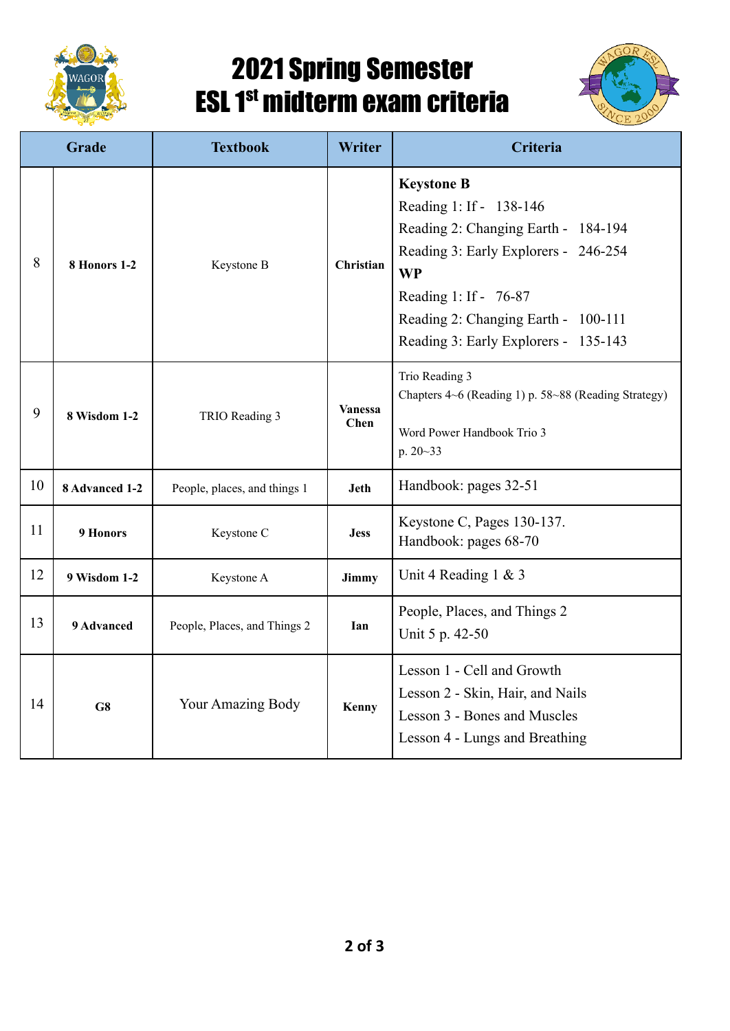# 2021 Spring Semester
# ESL 1st midterm exam criteria

| Grade | | Textbook | Writer | Criteria |
|---|---|---|---|---|
| 8 | **8 Honors 1-2** | Keystone B | **Christian** | **Keystone B**<br>Reading 1: If - 138-146<br>Reading 2: Changing Earth - 184-194<br>Reading 3: Early Explorers - 246-254<br>**WP**<br>Reading 1: If - 76-87<br>Reading 2: Changing Earth - 100-111<br>Reading 3: Early Explorers - 135-143 |
| 9 | **8 Wisdom 1-2** | TRIO Reading 3 | **Vanessa Chen** | Trio Reading 3<br>Chapters 4~6 (Reading 1) p. 58~88 (Reading Strategy)<br><br>Word Power Handbook Trio 3<br>p. 20~33 |
| 10 | **8 Advanced 1-2** | People, places, and things 1 | **Jeth** | Handbook: pages 32-51 |
| 11 | **9 Honors** | Keystone C | **Jess** | Keystone C, Pages 130-137.<br>Handbook: pages 68-70 |
| 12 | **9 Wisdom 1-2** | Keystone A | **Jimmy** | Unit 4 Reading 1 & 3 |
| 13 | **9 Advanced** | People, Places, and Things 2 | **Ian** | People, Places, and Things 2<br>Unit 5 p. 42-50 |
| 14 | **G8** | Your Amazing Body | **Kenny** | Lesson 1 - Cell and Growth<br>Lesson 2 - Skin, Hair, and Nails<br>Lesson 3 - Bones and Muscles<br>Lesson 4 - Lungs and Breathing |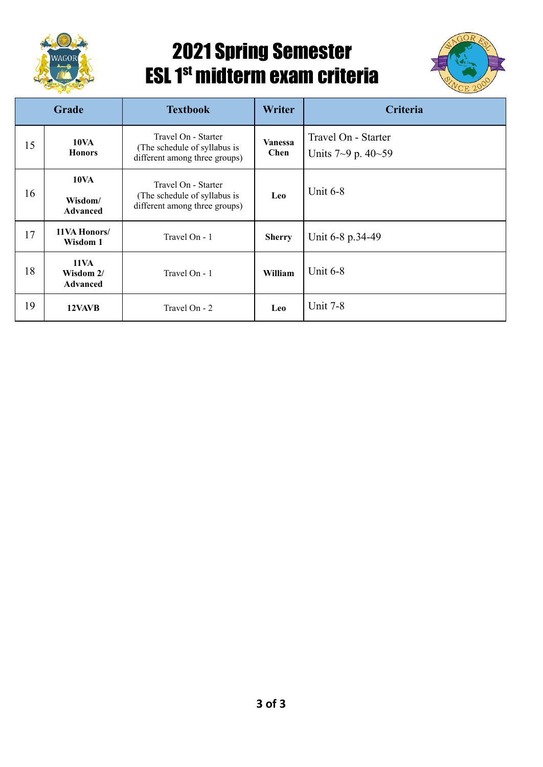# 2021 Spring Semester
# ESL 1st midterm exam criteria

| Grade | | Textbook | Writer | Criteria |
|---|---|---|---|---|
| 15 | **10VA Honors** | Travel On - Starter (The schedule of syllabus is different among three groups) | **Vanessa Chen** | Travel On - Starter<br>Units 7~9 p. 40~59 |
| 16 | **10VA Wisdom/ Advanced** | Travel On - Starter (The schedule of syllabus is different among three groups) | **Leo** | Unit 6-8 |
| 17 | **11VA Honors/ Wisdom 1** | Travel On - 1 | **Sherry** | Unit 6-8 p.34-49 |
| 18 | **11VA Wisdom 2/ Advanced** | Travel On - 1 | **William** | Unit 6-8 |
| 19 | **12VAVB** | Travel On - 2 | **Leo** | Unit 7-8 |